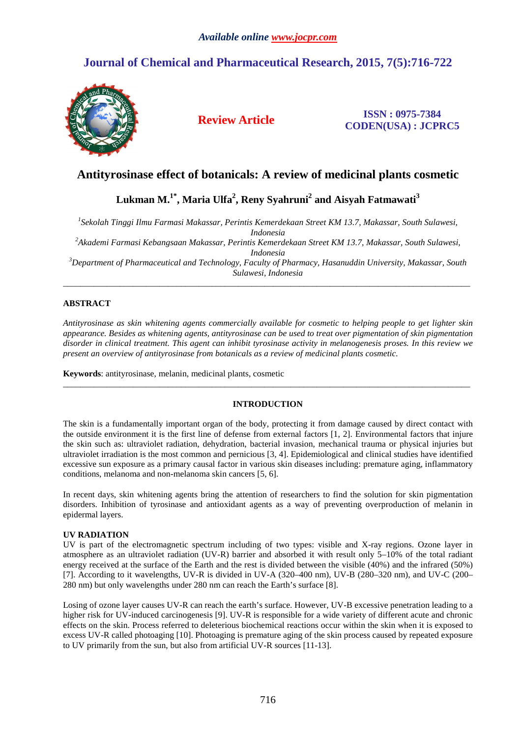# Antityrosinase effect of botanicals: A review of medicinal plants cosmetic

**Lukman M.[1*], Maria Ulfa[2], Reny Syahruni[2] and Aisyah Fatmawati[3]**

[1]*Sekolah Tinggi Ilmu Farmasi Makassar, Perintis Kemerdekaan Street KM 13.7, Makassar, South Sulawesi, Indonesia*
[2]*Akademi Farmasi Kebangsaan Makassar, Perintis Kemerdekaan Street KM 13.7, Makassar, South Sulawesi, Indonesia*
[3]*Department of Pharmaceutical and Technology, Faculty of Pharmacy, Hasanuddin University, Makassar, South Sulawesi, Indonesia*

---

## ABSTRACT

*Antityrosinase as skin whitening agents commercially available for cosmetic to helping people to get lighter skin appearance. Besides as whitening agents, antityrosinase can be used to treat over pigmentation of skin pigmentation disorder in clinical treatment. This agent can inhibit tyrosinase activity in melanogenesis proses. In this review we present an overview of antityrosinase from botanicals as a review of medicinal plants cosmetic.*

**Keywords**: antityrosinase, melanin, medicinal plants, cosmetic

---

## INTRODUCTION

The skin is a fundamentally important organ of the body, protecting it from damage caused by direct contact with the outside environment it is the first line of defense from external factors [1, 2]. Environmental factors that injure the skin such as: ultraviolet radiation, dehydration, bacterial invasion, mechanical trauma or physical injuries but ultraviolet irradiation is the most common and pernicious [3, 4]. Epidemiological and clinical studies have identified excessive sun exposure as a primary causal factor in various skin diseases including: premature aging, inflammatory conditions, melanoma and non-melanoma skin cancers [5, 6].

In recent days, skin whitening agents bring the attention of researchers to find the solution for skin pigmentation disorders. Inhibition of tyrosinase and antioxidant agents as a way of preventing overproduction of melanin in epidermal layers.

### UV RADIATION

UV is part of the electromagnetic spectrum including of two types: visible and X-ray regions. Ozone layer in atmosphere as an ultraviolet radiation (UV-R) barrier and absorbed it with result only 5–10% of the total radiant energy received at the surface of the Earth and the rest is divided between the visible (40%) and the infrared (50%) [7]. According to it wavelengths, UV-R is divided in UV-A (320–400 nm), UV-B (280–320 nm), and UV-C (200–280 nm) but only wavelengths under 280 nm can reach the Earth's surface [8].

Losing of ozone layer causes UV-R can reach the earth's surface. However, UV-B excessive penetration leading to a higher risk for UV-induced carcinogenesis [9]. UV-R is responsible for a wide variety of different acute and chronic effects on the skin. Process referred to deleterious biochemical reactions occur within the skin when it is exposed to excess UV-R called photoaging [10]. Photoaging is premature aging of the skin process caused by repeated exposure to UV primarily from the sun, but also from artificial UV-R sources [11-13].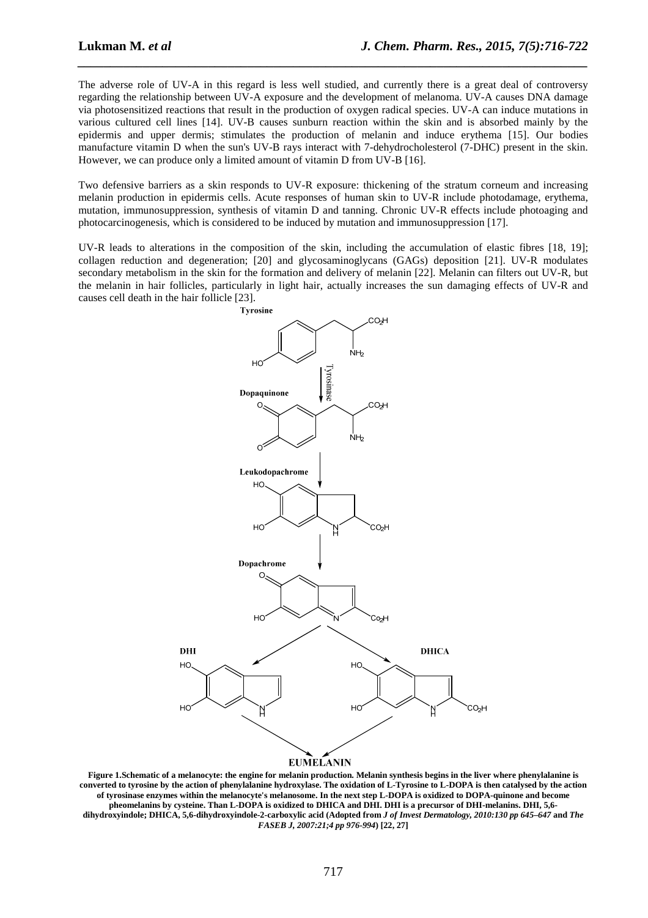The adverse role of UV-A in this regard is less well studied, and currently there is a great deal of controversy regarding the relationship between UV-A exposure and the development of melanoma. UV-A causes DNA damage via photosensitized reactions that result in the production of oxygen radical species. UV-A can induce mutations in various cultured cell lines [14]. UV-B causes sunburn reaction within the skin and is absorbed mainly by the epidermis and upper dermis; stimulates the production of melanin and induce erythema [15]. Our bodies manufacture vitamin D when the sun's UV-B rays interact with 7-dehydrocholesterol (7-DHC) present in the skin. However, we can produce only a limited amount of vitamin D from UV-B [16].

Two defensive barriers as a skin responds to UV-R exposure: thickening of the stratum corneum and increasing melanin production in epidermis cells. Acute responses of human skin to UV-R include photodamage, erythema, mutation, immunosuppression, synthesis of vitamin D and tanning. Chronic UV-R effects include photoaging and photocarcinogenesis, which is considered to be induced by mutation and immunosuppression [17].

UV-R leads to alterations in the composition of the skin, including the accumulation of elastic fibres [18, 19]; collagen reduction and degeneration; [20] and glycosaminoglycans (GAGs) deposition [21]. UV-R modulates secondary metabolism in the skin for the formation and delivery of melanin [22]. Melanin can filters out UV-R, but the melanin in hair follicles, particularly in light hair, actually increases the sun damaging effects of UV-R and causes cell death in the hair follicle [23].

**Tyrosine** → (Tyrosinase) → **Dopaquinone** → **Leukodopachrome** → **Dopachrome** → **DHI** / **DHICA** → **EUMELANIN**

**Figure 1.Schematic of a melanocyte: the engine for melanin production. Melanin synthesis begins in the liver where phenylalanine is converted to tyrosine by the action of phenylalanine hydroxylase. The oxidation of L-Tyrosine to L-DOPA is then catalysed by the action of tyrosinase enzymes within the melanocyte's melanosome. In the next step L-DOPA is oxidized to DOPA-quinone and become pheomelanins by cysteine. Than L-DOPA is oxidized to DHICA and DHI. DHI is a precursor of DHI-melanins. DHI, 5,6-dihydroxyindole; DHICA, 5,6-dihydroxyindole-2-carboxylic acid (Adopted from *J of Invest Dermatology, 2010:130 pp 645–647* and *The FASEB J, 2007:21;4 pp 976-994*) [22, 27]**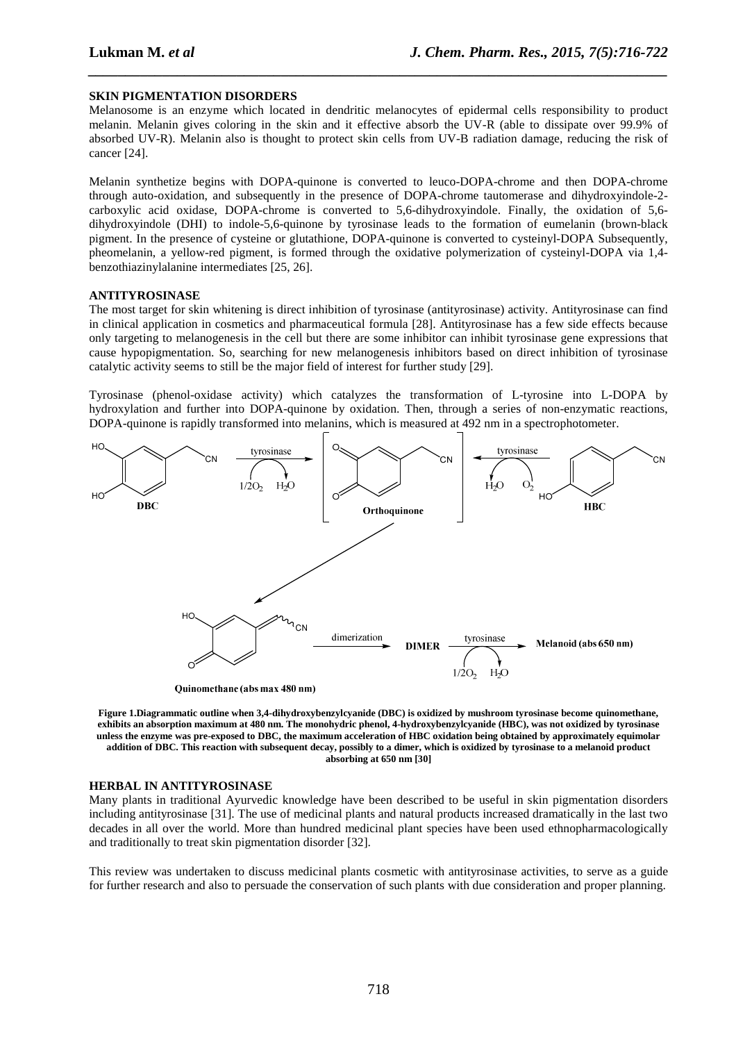**SKIN PIGMENTATION DISORDERS**

Melanosome is an enzyme which located in dendritic melanocytes of epidermal cells responsibility to product melanin. Melanin gives coloring in the skin and it effective absorb the UV-R (able to dissipate over 99.9% of absorbed UV-R). Melanin also is thought to protect skin cells from UV-B radiation damage, reducing the risk of cancer [24].

Melanin synthetize begins with DOPA-quinone is converted to leuco-DOPA-chrome and then DOPA-chrome through auto-oxidation, and subsequently in the presence of DOPA-chrome tautomerase and dihydroxyindole-2-carboxylic acid oxidase, DOPA-chrome is converted to 5,6-dihydroxyindole. Finally, the oxidation of 5,6-dihydroxyindole (DHI) to indole-5,6-quinone by tyrosinase leads to the formation of eumelanin (brown-black pigment. In the presence of cysteine or glutathione, DOPA-quinone is converted to cysteinyl-DOPA Subsequently, pheomelanin, a yellow-red pigment, is formed through the oxidative polymerization of cysteinyl-DOPA via 1,4-benzothiazinylalanine intermediates [25, 26].

**ANTITYROSINASE**

The most target for skin whitening is direct inhibition of tyrosinase (antityrosinase) activity. Antityrosinase can find in clinical application in cosmetics and pharmaceutical formula [28]. Antityrosinase has a few side effects because only targeting to melanogenesis in the cell but there are some inhibitor can inhibit tyrosinase gene expressions that cause hypopigmentation. So, searching for new melanogenesis inhibitors based on direct inhibition of tyrosinase catalytic activity seems to still be the major field of interest for further study [29].

Tyrosinase (phenol-oxidase activity) which catalyzes the transformation of L-tyrosine into L-DOPA by hydroxylation and further into DOPA-quinone by oxidation. Then, through a series of non-enzymatic reactions, DOPA-quinone is rapidly transformed into melanins, which is measured at 492 nm in a spectrophotometer.

**Figure 1.Diagrammatic outline when 3,4-dihydroxybenzylcyanide (DBC) is oxidized by mushroom tyrosinase become quinomethane, exhibits an absorption maximum at 480 nm. The monohydric phenol, 4-hydroxybenzylcyanide (HBC), was not oxidized by tyrosinase unless the enzyme was pre-exposed to DBC, the maximum acceleration of HBC oxidation being obtained by approximately equimolar addition of DBC. This reaction with subsequent decay, possibly to a dimer, which is oxidized by tyrosinase to a melanoid product absorbing at 650 nm [30]**

**HERBAL IN ANTITYROSINASE**

Many plants in traditional Ayurvedic knowledge have been described to be useful in skin pigmentation disorders including antityrosinase [31]. The use of medicinal plants and natural products increased dramatically in the last two decades in all over the world. More than hundred medicinal plant species have been used ethnopharmacologically and traditionally to treat skin pigmentation disorder [32].

This review was undertaken to discuss medicinal plants cosmetic with antityrosinase activities, to serve as a guide for further research and also to persuade the conservation of such plants with due consideration and proper planning.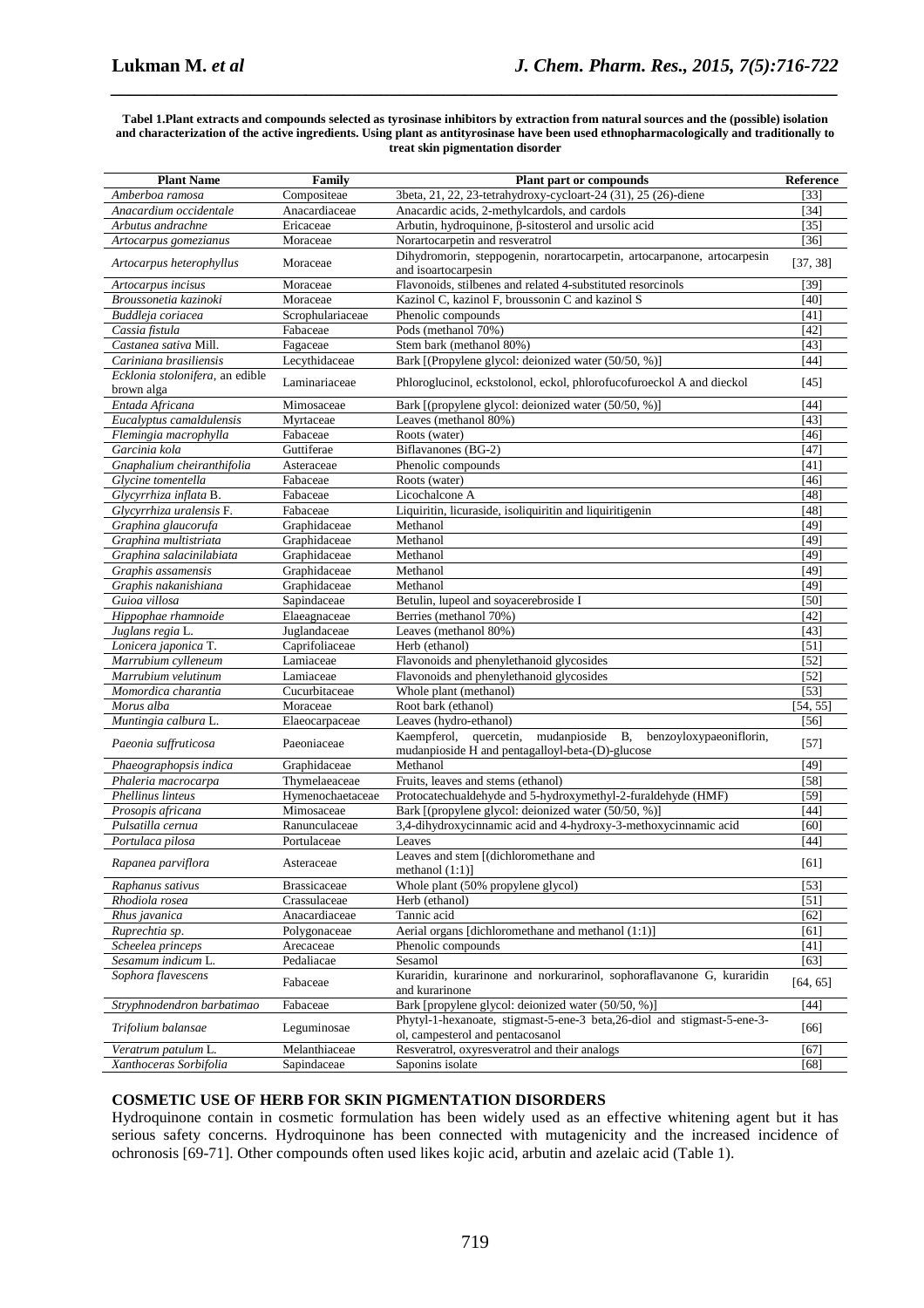**Tabel 1.Plant extracts and compounds selected as tyrosinase inhibitors by extraction from natural sources and the (possible) isolation and characterization of the active ingredients. Using plant as antityrosinase have been used ethnopharmacologically and traditionally to treat skin pigmentation disorder**

| Plant Name | Family | Plant part or compounds | Reference |
|---|---|---|---|
| *Amberboa ramosa* | Compositeae | 3beta, 21, 22, 23-tetrahydroxy-cycloart-24 (31), 25 (26)-diene | [33] |
| *Anacardium occidentale* | Anacardiaceae | Anacardic acids, 2-methylcardols, and cardols | [34] |
| *Arbutus andrachne* | Ericaceae | Arbutin, hydroquinone, β-sitosterol and ursolic acid | [35] |
| *Artocarpus gomezianus* | Moraceae | Norartocarpetin and resveratrol | [36] |
| *Artocarpus heterophyllus* | Moraceae | Dihydromorin, steppogenin, norartocarpetin, artocarpanone, artocarpesin and isoartocarpesin | [37, 38] |
| *Artocarpus incisus* | Moraceae | Flavonoids, stilbenes and related 4-substituted resorcinols | [39] |
| *Broussonetia kazinoki* | Moraceae | Kazinol C, kazinol F, broussonin C and kazinol S | [40] |
| *Buddleja coriacea* | Scrophulariaceae | Phenolic compounds | [41] |
| *Cassia fistula* | Fabaceae | Pods (methanol 70%) | [42] |
| *Castanea sativa* Mill. | Fagaceae | Stem bark (methanol 80%) | [43] |
| *Cariniana brasiliensis* | Lecythidaceae | Bark [(Propylene glycol: deionized water (50/50, %)] | [44] |
| *Ecklonia stolonifera*, an edible brown alga | Laminariaceae | Phloroglucinol, eckstolonol, eckol, phlorofucofuroeckol A and dieckol | [45] |
| *Entada Africana* | Mimosaceae | Bark [(propylene glycol: deionized water (50/50, %)] | [44] |
| *Eucalyptus camaldulensis* | Myrtaceae | Leaves (methanol 80%) | [43] |
| *Flemingia macrophylla* | Fabaceae | Roots (water) | [46] |
| *Garcinia kola* | Guttiferae | Biflavanones (BG-2) | [47] |
| *Gnaphalium cheiranthifolia* | Asteraceae | Phenolic compounds | [41] |
| *Glycine tomentella* | Fabaceae | Roots (water) | [46] |
| *Glycyrrhiza inflata* B. | Fabaceae | Licochalcone A | [48] |
| *Glycyrrhiza uralensis* F. | Fabaceae | Liquiritin, licuraside, isoliquiritin and liquiritigenin | [48] |
| *Graphina glaucorufa* | Graphidaceae | Methanol | [49] |
| *Graphina multistriata* | Graphidaceae | Methanol | [49] |
| *Graphina salacinilabiata* | Graphidaceae | Methanol | [49] |
| *Graphis assamensis* | Graphidaceae | Methanol | [49] |
| *Graphis nakanishiana* | Graphidaceae | Methanol | [49] |
| *Guioa villosa* | Sapindaceae | Betulin, lupeol and soyacerebroside I | [50] |
| *Hippophae rhamnoide* | Elaeagnaceae | Berries (methanol 70%) | [42] |
| *Juglans regia* L. | Juglandaceae | Leaves (methanol 80%) | [43] |
| *Lonicera japonica* T. | Caprifoliaceae | Herb (ethanol) | [51] |
| *Marrubium cylleneum* | Lamiaceae | Flavonoids and phenylethanoid glycosides | [52] |
| *Marrubium velutinum* | Lamiaceae | Flavonoids and phenylethanoid glycosides | [52] |
| *Momordica charantia* | Cucurbitaceae | Whole plant (methanol) | [53] |
| *Morus alba* | Moraceae | Root bark (ethanol) | [54, 55] |
| *Muntingia calbura* L. | Elaeocarpaceae | Leaves (hydro-ethanol) | [56] |
| *Paeonia suffruticosa* | Paeoniaceae | Kaempferol, quercetin, mudanpioside B, benzoyloxypaeoniflorin, mudanpioside H and pentagalloyl-beta-(D)-glucose | [57] |
| *Phaeographopsis indica* | Graphidaceae | Methanol | [49] |
| *Phaleria macrocarpa* | Thymelaeaceae | Fruits, leaves and stems (ethanol) | [58] |
| *Phellinus linteus* | Hymenochaetaceae | Protocatechualdehyde and 5-hydroxymethyl-2-furaldehyde (HMF) | [59] |
| *Prosopis africana* | Mimosaceae | Bark [(propylene glycol: deionized water (50/50, %)] | [44] |
| *Pulsatilla cernua* | Ranunculaceae | 3,4-dihydroxycinnamic acid and 4-hydroxy-3-methoxycinnamic acid | [60] |
| *Portulaca pilosa* | Portulaceae | Leaves | [44] |
| *Rapanea parviflora* | Asteraceae | Leaves and stem [(dichloromethane and methanol (1:1)] | [61] |
| *Raphanus sativus* | Brassicaceae | Whole plant (50% propylene glycol) | [53] |
| *Rhodiola rosea* | Crassulaceae | Herb (ethanol) | [51] |
| *Rhus javanica* | Anacardiaceae | Tannic acid | [62] |
| *Ruprechtia sp.* | Polygonaceae | Aerial organs [dichloromethane and methanol (1:1)] | [61] |
| *Scheelea princeps* | Arecaceae | Phenolic compounds | [41] |
| *Sesamum indicum* L. | Pedaliacae | Sesamol | [63] |
| *Sophora flavescens* | Fabaceae | Kuraridin, kurarinone and norkurarinol, sophoraflavanone G, kuraridin and kurarinone | [64, 65] |
| *Stryphnodendron barbatimao* | Fabaceae | Bark [propylene glycol: deionized water (50/50, %)] | [44] |
| *Trifolium balansae* | Leguminosae | Phytyl-1-hexanoate, stigmast-5-ene-3 beta,26-diol and stigmast-5-ene-3-ol, campesterol and pentacosanol | [66] |
| *Veratrum patulum* L. | Melanthiaceae | Resveratrol, oxyresveratrol and their analogs | [67] |
| *Xanthoceras Sorbifolia* | Sapindaceae | Saponins isolate | [68] |

## COSMETIC USE OF HERB FOR SKIN PIGMENTATION DISORDERS

Hydroquinone contain in cosmetic formulation has been widely used as an effective whitening agent but it has serious safety concerns. Hydroquinone has been connected with mutagenicity and the increased incidence of ochronosis [69-71]. Other compounds often used likes kojic acid, arbutin and azelaic acid (Table 1).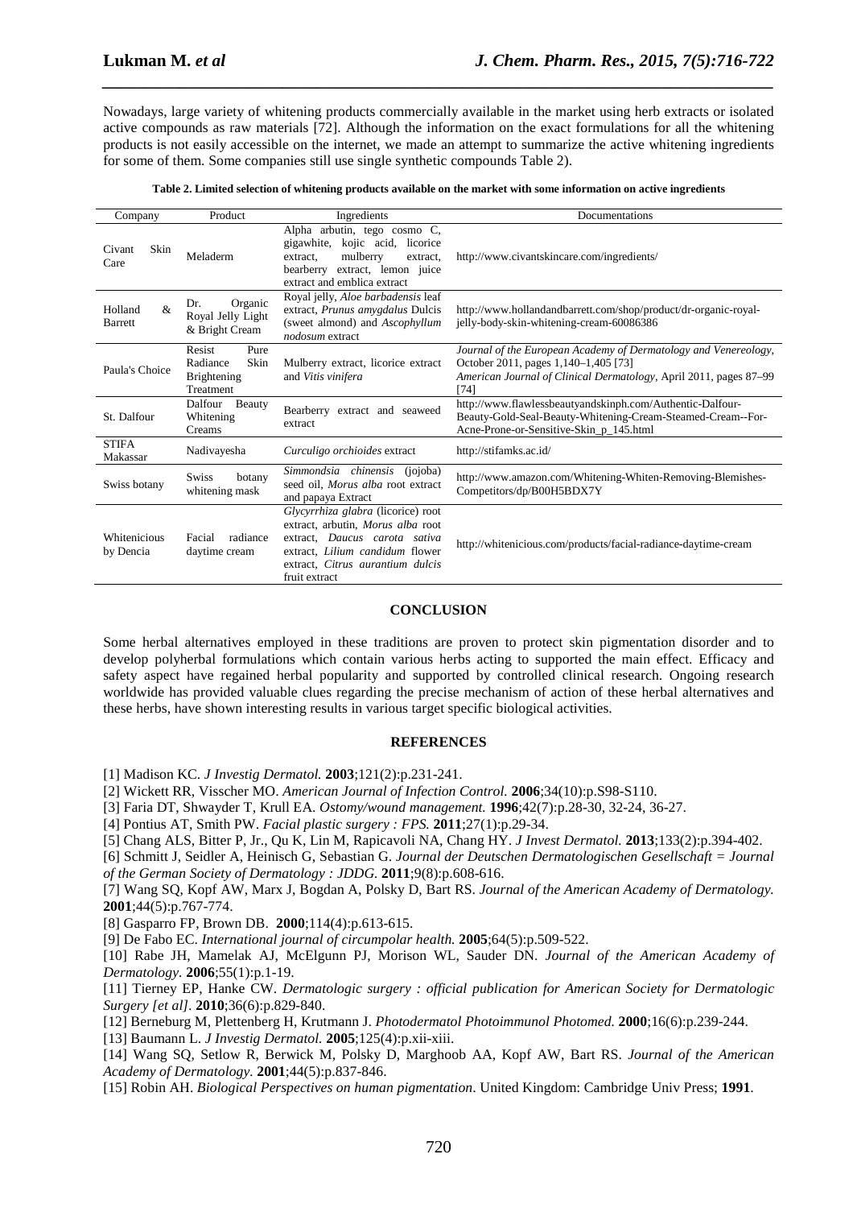Nowadays, large variety of whitening products commercially available in the market using herb extracts or isolated active compounds as raw materials [72]. Although the information on the exact formulations for all the whitening products is not easily accessible on the internet, we made an attempt to summarize the active whitening ingredients for some of them. Some companies still use single synthetic compounds Table 2).

**Table 2. Limited selection of whitening products available on the market with some information on active ingredients**

| Company | Product | Ingredients | Documentations |
|---|---|---|---|
| Civant Skin Care | Meladerm | Alpha arbutin, tego cosmo C, gigawhite, kojic acid, licorice extract, mulberry extract, bearberry extract, lemon juice extract and emblica extract | http://www.civantskincare.com/ingredients/ |
| Holland & Barrett | Dr. Organic Royal Jelly Light & Bright Cream | Royal jelly, *Aloe barbadensis* leaf extract, *Prunus amygdalus* Dulcis (sweet almond) and *Ascophyllum nodosum* extract | http://www.hollandandbarrett.com/shop/product/dr-organic-royal-jelly-body-skin-whitening-cream-60086386 |
| Paula's Choice | Resist Pure Radiance Skin Brightening Treatment | Mulberry extract, licorice extract and *Vitis vinifera* | *Journal of the European Academy of Dermatology and Venereology*, October 2011, pages 1,140–1,405 [73] *American Journal of Clinical Dermatology*, April 2011, pages 87–99 [74] |
| St. Dalfour | Dalfour Beauty Whitening Creams | Bearberry extract and seaweed extract | http://www.flawlessbeautyandskinph.com/Authentic-Dalfour-Beauty-Gold-Seal-Beauty-Whitening-Cream-Steamed-Cream--For-Acne-Prone-or-Sensitive-Skin_p_145.html |
| STIFA Makassar | Nadivayesha | *Curculigo orchioides* extract | http://stifamks.ac.id/ |
| Swiss botany | Swiss botany whitening mask | *Simmondsia chinensis* (jojoba) seed oil, *Morus alba* root extract and papaya Extract | http://www.amazon.com/Whitening-Whiten-Removing-Blemishes-Competitors/dp/B00H5BDX7Y |
| Whitenicious by Dencia | Facial radiance daytime cream | *Glycyrrhiza glabra* (licorice) root extract, arbutin, *Morus alba* root extract, *Daucus carota sativa* extract, *Lilium candidum* flower extract, *Citrus aurantium dulcis* fruit extract | http://whitenicious.com/products/facial-radiance-daytime-cream |

## CONCLUSION

Some herbal alternatives employed in these traditions are proven to protect skin pigmentation disorder and to develop polyherbal formulations which contain various herbs acting to supported the main effect. Efficacy and safety aspect have regained herbal popularity and supported by controlled clinical research. Ongoing research worldwide has provided valuable clues regarding the precise mechanism of action of these herbal alternatives and these herbs, have shown interesting results in various target specific biological activities.

## REFERENCES

[1] Madison KC. *J Investig Dermatol.* **2003**;121(2):p.231-241.

[2] Wickett RR, Visscher MO. *American Journal of Infection Control.* **2006**;34(10):p.S98-S110.

[3] Faria DT, Shwayder T, Krull EA. *Ostomy/wound management.* **1996**;42(7):p.28-30, 32-24, 36-27.

[4] Pontius AT, Smith PW. *Facial plastic surgery : FPS.* **2011**;27(1):p.29-34.

[5] Chang ALS, Bitter P, Jr., Qu K, Lin M, Rapicavoli NA, Chang HY. *J Invest Dermatol.* **2013**;133(2):p.394-402.

[6] Schmitt J, Seidler A, Heinisch G, Sebastian G. *Journal der Deutschen Dermatologischen Gesellschaft = Journal of the German Society of Dermatology : JDDG.* **2011**;9(8):p.608-616.

[7] Wang SQ, Kopf AW, Marx J, Bogdan A, Polsky D, Bart RS. *Journal of the American Academy of Dermatology.* **2001**;44(5):p.767-774.

[8] Gasparro FP, Brown DB. **2000**;114(4):p.613-615.

[9] De Fabo EC. *International journal of circumpolar health.* **2005**;64(5):p.509-522.

[10] Rabe JH, Mamelak AJ, McElgunn PJ, Morison WL, Sauder DN. *Journal of the American Academy of Dermatology.* **2006**;55(1):p.1-19.

[11] Tierney EP, Hanke CW. *Dermatologic surgery : official publication for American Society for Dermatologic Surgery [et al].* **2010**;36(6):p.829-840.

[12] Berneburg M, Plettenberg H, Krutmann J. *Photodermatol Photoimmunol Photomed.* **2000**;16(6):p.239-244.

[13] Baumann L. *J Investig Dermatol.* **2005**;125(4):p.xii-xiii.

[14] Wang SQ, Setlow R, Berwick M, Polsky D, Marghoob AA, Kopf AW, Bart RS. *Journal of the American Academy of Dermatology.* **2001**;44(5):p.837-846.

[15] Robin AH. *Biological Perspectives on human pigmentation*. United Kingdom: Cambridge Univ Press; **1991**.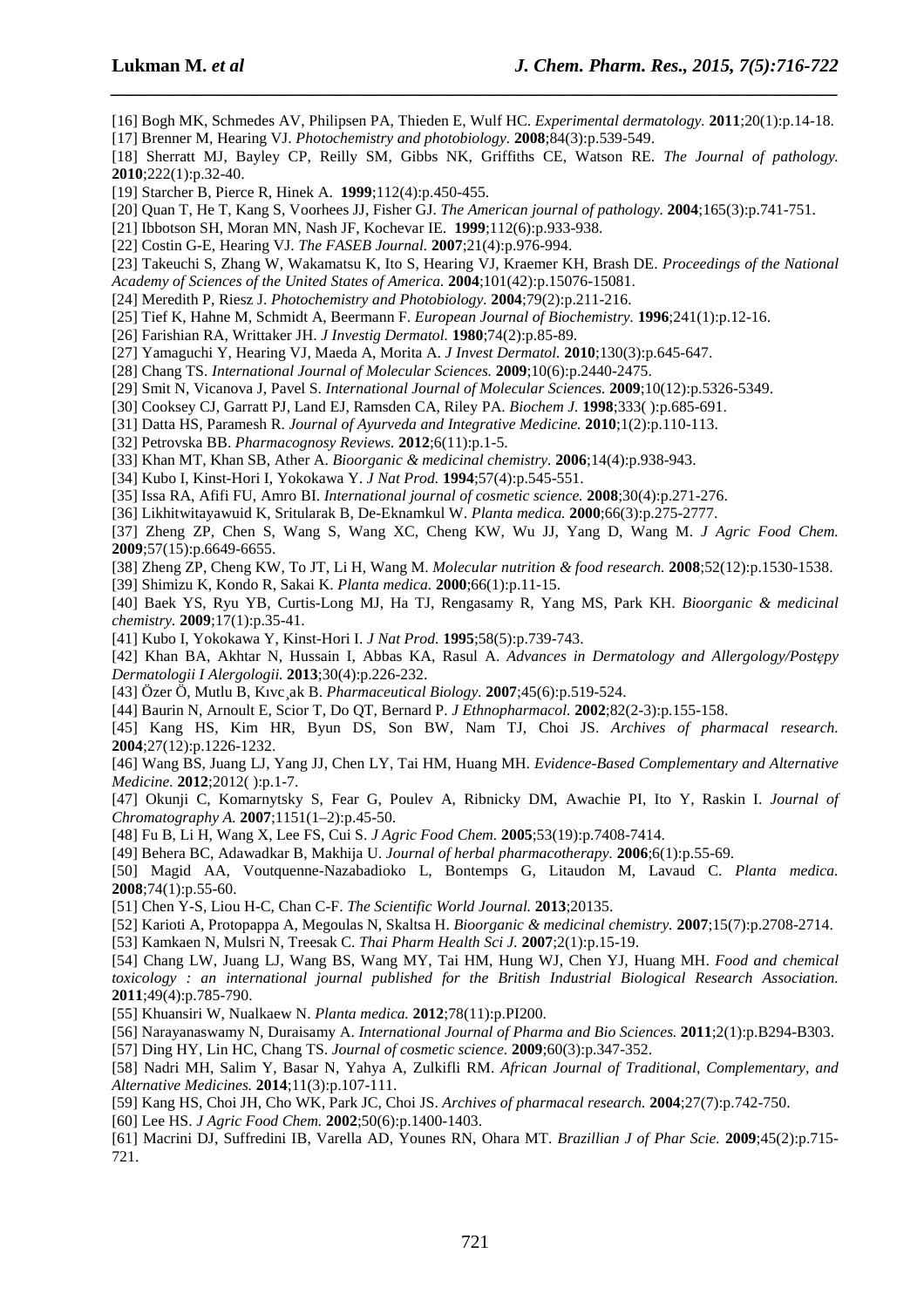[16] Bogh MK, Schmedes AV, Philipsen PA, Thieden E, Wulf HC. *Experimental dermatology.* **2011**;20(1):p.14-18.

[17] Brenner M, Hearing VJ. *Photochemistry and photobiology.* **2008**;84(3):p.539-549.

[18] Sherratt MJ, Bayley CP, Reilly SM, Gibbs NK, Griffiths CE, Watson RE. *The Journal of pathology.* **2010**;222(1):p.32-40.

[19] Starcher B, Pierce R, Hinek A. **1999**;112(4):p.450-455.

[20] Quan T, He T, Kang S, Voorhees JJ, Fisher GJ. *The American journal of pathology.* **2004**;165(3):p.741-751.

[21] Ibbotson SH, Moran MN, Nash JF, Kochevar IE. **1999**;112(6):p.933-938.

[22] Costin G-E, Hearing VJ. *The FASEB Journal.* **2007**;21(4):p.976-994.

[23] Takeuchi S, Zhang W, Wakamatsu K, Ito S, Hearing VJ, Kraemer KH, Brash DE. *Proceedings of the National Academy of Sciences of the United States of America.* **2004**;101(42):p.15076-15081.

[24] Meredith P, Riesz J. *Photochemistry and Photobiology.* **2004**;79(2):p.211-216.

[25] Tief K, Hahne M, Schmidt A, Beermann F. *European Journal of Biochemistry.* **1996**;241(1):p.12-16.

[26] Farishian RA, Writtaker JH. *J Investig Dermatol.* **1980**;74(2):p.85-89.

[27] Yamaguchi Y, Hearing VJ, Maeda A, Morita A. *J Invest Dermatol.* **2010**;130(3):p.645-647.

[28] Chang TS. *International Journal of Molecular Sciences.* **2009**;10(6):p.2440-2475.

[29] Smit N, Vicanova J, Pavel S. *International Journal of Molecular Sciences.* **2009**;10(12):p.5326-5349.

[30] Cooksey CJ, Garratt PJ, Land EJ, Ramsden CA, Riley PA. *Biochem J.* **1998**;333( ):p.685-691.

[31] Datta HS, Paramesh R. *Journal of Ayurveda and Integrative Medicine.* **2010**;1(2):p.110-113.

[32] Petrovska BB. *Pharmacognosy Reviews.* **2012**;6(11):p.1-5.

[33] Khan MT, Khan SB, Ather A. *Bioorganic & medicinal chemistry.* **2006**;14(4):p.938-943.

[34] Kubo I, Kinst-Hori I, Yokokawa Y. *J Nat Prod.* **1994**;57(4):p.545-551.

[35] Issa RA, Afifi FU, Amro BI. *International journal of cosmetic science.* **2008**;30(4):p.271-276.

[36] Likhitwitayawuid K, Sritularak B, De-Eknamkul W. *Planta medica.* **2000**;66(3):p.275-2777.

[37] Zheng ZP, Chen S, Wang S, Wang XC, Cheng KW, Wu JJ, Yang D, Wang M. *J Agric Food Chem.* **2009**;57(15):p.6649-6655.

[38] Zheng ZP, Cheng KW, To JT, Li H, Wang M. *Molecular nutrition & food research.* **2008**;52(12):p.1530-1538.

[39] Shimizu K, Kondo R, Sakai K. *Planta medica.* **2000**;66(1):p.11-15.

[40] Baek YS, Ryu YB, Curtis-Long MJ, Ha TJ, Rengasamy R, Yang MS, Park KH. *Bioorganic & medicinal chemistry.* **2009**;17(1):p.35-41.

[41] Kubo I, Yokokawa Y, Kinst-Hori I. *J Nat Prod.* **1995**;58(5):p.739-743.

[42] Khan BA, Akhtar N, Hussain I, Abbas KA, Rasul A. *Advances in Dermatology and Allergology/Postępy Dermatologii I Alergologii.* **2013**;30(4):p.226-232.

[43] Özer Ö, Mutlu B, Kıvc¸ak B. *Pharmaceutical Biology.* **2007**;45(6):p.519-524.

[44] Baurin N, Arnoult E, Scior T, Do QT, Bernard P. *J Ethnopharmacol.* **2002**;82(2-3):p.155-158.

[45] Kang HS, Kim HR, Byun DS, Son BW, Nam TJ, Choi JS. *Archives of pharmacal research.* **2004**;27(12):p.1226-1232.

[46] Wang BS, Juang LJ, Yang JJ, Chen LY, Tai HM, Huang MH. *Evidence-Based Complementary and Alternative Medicine.* **2012**;2012( ):p.1-7.

[47] Okunji C, Komarnytsky S, Fear G, Poulev A, Ribnicky DM, Awachie PI, Ito Y, Raskin I. *Journal of Chromatography A.* **2007**;1151(1–2):p.45-50.

[48] Fu B, Li H, Wang X, Lee FS, Cui S. *J Agric Food Chem.* **2005**;53(19):p.7408-7414.

[49] Behera BC, Adawadkar B, Makhija U. *Journal of herbal pharmacotherapy.* **2006**;6(1):p.55-69.

[50] Magid AA, Voutquenne-Nazabadioko L, Bontemps G, Litaudon M, Lavaud C. *Planta medica.* **2008**;74(1):p.55-60.

[51] Chen Y-S, Liou H-C, Chan C-F. *The Scientific World Journal.* **2013**;20135.

[52] Karioti A, Protopappa A, Megoulas N, Skaltsa H. *Bioorganic & medicinal chemistry.* **2007**;15(7):p.2708-2714.

[53] Kamkaen N, Mulsri N, Treesak C. *Thai Pharm Health Sci J.* **2007**;2(1):p.15-19.

[54] Chang LW, Juang LJ, Wang BS, Wang MY, Tai HM, Hung WJ, Chen YJ, Huang MH. *Food and chemical toxicology : an international journal published for the British Industrial Biological Research Association.* **2011**;49(4):p.785-790.

[55] Khuansiri W, Nualkaew N. *Planta medica.* **2012**;78(11):p.PI200.

[56] Narayanaswamy N, Duraisamy A. *International Journal of Pharma and Bio Sciences.* **2011**;2(1):p.B294-B303.

[57] Ding HY, Lin HC, Chang TS. *Journal of cosmetic science.* **2009**;60(3):p.347-352.

[58] Nadri MH, Salim Y, Basar N, Yahya A, Zulkifli RM. *African Journal of Traditional, Complementary, and Alternative Medicines.* **2014**;11(3):p.107-111.

[59] Kang HS, Choi JH, Cho WK, Park JC, Choi JS. *Archives of pharmacal research.* **2004**;27(7):p.742-750.

[60] Lee HS. *J Agric Food Chem.* **2002**;50(6):p.1400-1403.

[61] Macrini DJ, Suffredini IB, Varella AD, Younes RN, Ohara MT. *Brazillian J of Phar Scie.* **2009**;45(2):p.715-721.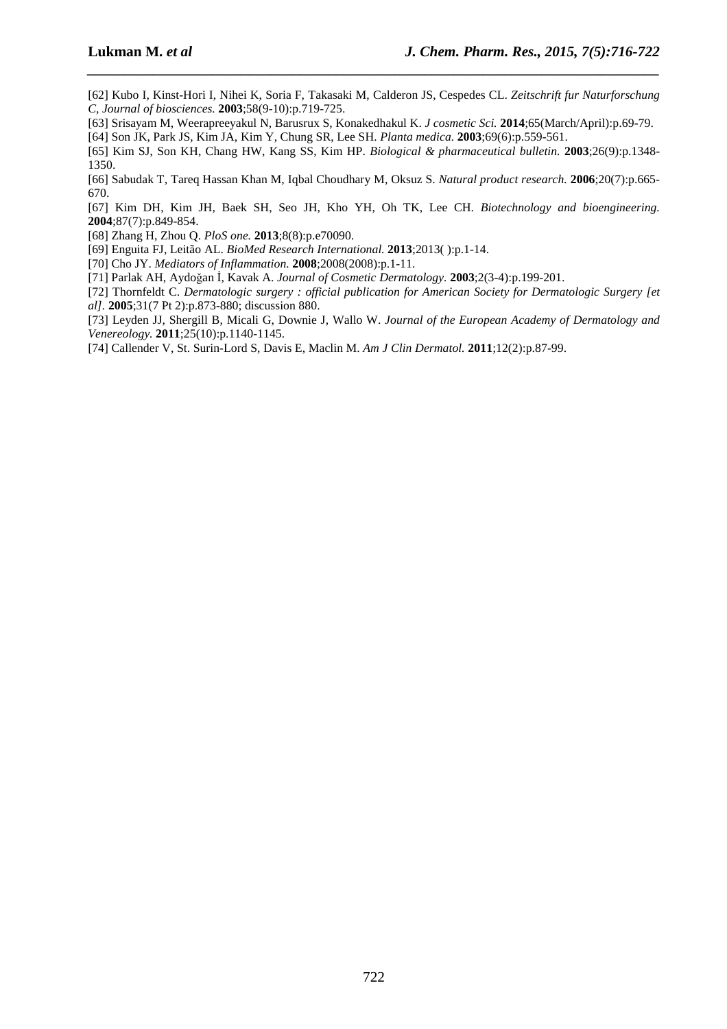[62] Kubo I, Kinst-Hori I, Nihei K, Soria F, Takasaki M, Calderon JS, Cespedes CL. *Zeitschrift fur Naturforschung C, Journal of biosciences.* **2003**;58(9-10):p.719-725.

[63] Srisayam M, Weerapreeyakul N, Barusrux S, Konakedhakul K. *J cosmetic Sci.* **2014**;65(March/April):p.69-79.

[64] Son JK, Park JS, Kim JA, Kim Y, Chung SR, Lee SH. *Planta medica.* **2003**;69(6):p.559-561.

[65] Kim SJ, Son KH, Chang HW, Kang SS, Kim HP. *Biological & pharmaceutical bulletin.* **2003**;26(9):p.1348-1350.

[66] Sabudak T, Tareq Hassan Khan M, Iqbal Choudhary M, Oksuz S. *Natural product research.* **2006**;20(7):p.665-670.

[67] Kim DH, Kim JH, Baek SH, Seo JH, Kho YH, Oh TK, Lee CH. *Biotechnology and bioengineering.* **2004**;87(7):p.849-854.

[68] Zhang H, Zhou Q. *PloS one.* **2013**;8(8):p.e70090.

[69] Enguita FJ, Leitão AL. *BioMed Research International.* **2013**;2013( ):p.1-14.

[70] Cho JY. *Mediators of Inflammation.* **2008**;2008(2008):p.1-11.

[71] Parlak AH, Aydoğan İ, Kavak A. *Journal of Cosmetic Dermatology.* **2003**;2(3-4):p.199-201.

[72] Thornfeldt C. *Dermatologic surgery : official publication for American Society for Dermatologic Surgery [et al].* **2005**;31(7 Pt 2):p.873-880; discussion 880.

[73] Leyden JJ, Shergill B, Micali G, Downie J, Wallo W. *Journal of the European Academy of Dermatology and Venereology.* **2011**;25(10):p.1140-1145.

[74] Callender V, St. Surin-Lord S, Davis E, Maclin M. *Am J Clin Dermatol.* **2011**;12(2):p.87-99.